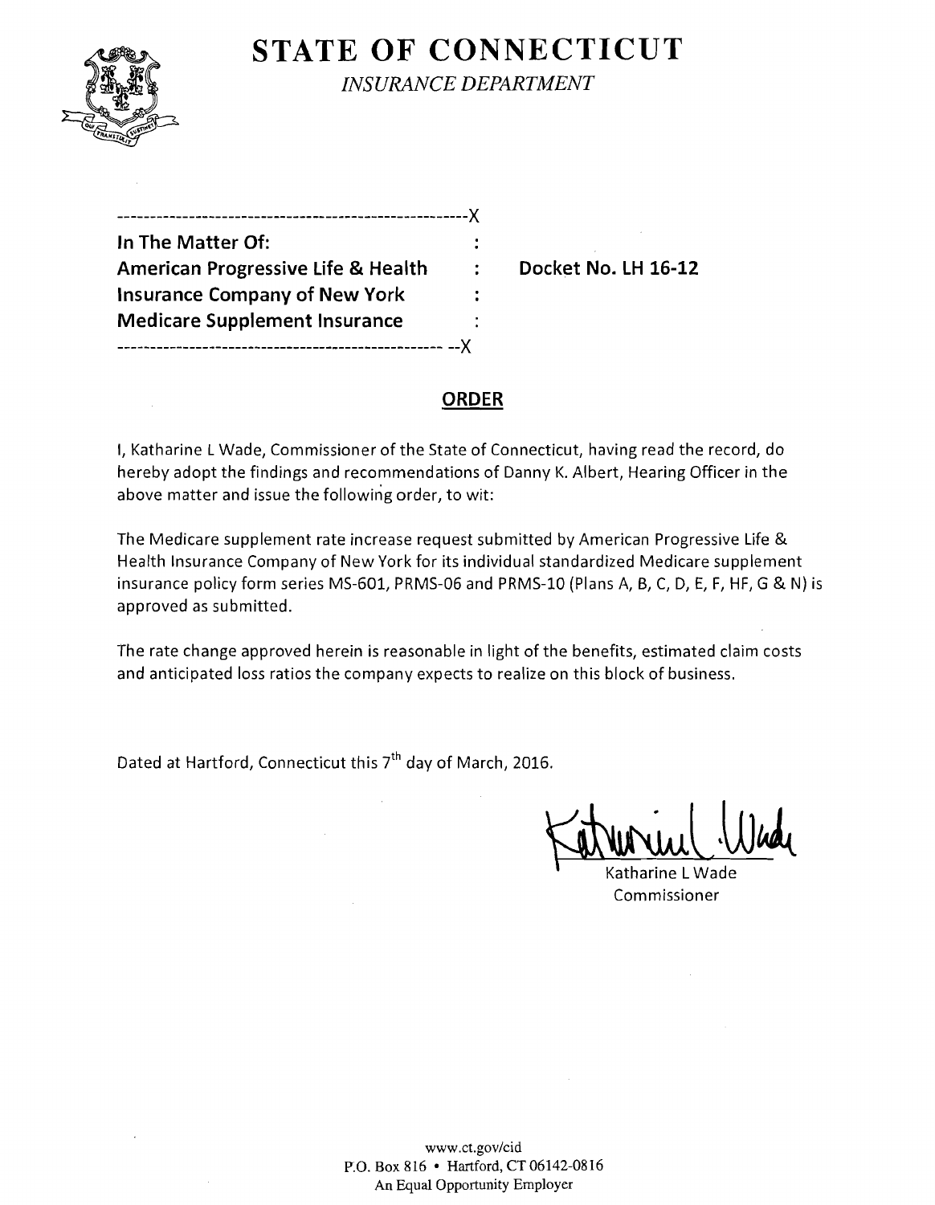# STATE OF CONNECTICUT

*INSURANCE DEPARTMENT*

---

**In The Matter Of:**
**American Progressive Life & Health Insurance Company of New York Medicare Supplement Insurance**

**Docket No. LH 16-12**

---

## ORDER

I, Katharine L Wade, Commissioner of the State of Connecticut, having read the record, do hereby adopt the findings and recommendations of Danny K. Albert, Hearing Officer in the above matter and issue the following order, to wit:

The Medicare supplement rate increase request submitted by American Progressive Life & Health Insurance Company of New York for its individual standardized Medicare supplement insurance policy form series MS-601, PRMS-06 and PRMS-10 (Plans A, B, C, D, E, F, HF, G & N) is approved as submitted.

The rate change approved herein is reasonable in light of the benefits, estimated claim costs and anticipated loss ratios the company expects to realize on this block of business.

Dated at Hartford, Connecticut this 7th day of March, 2016.

Katharine L Wade
Commissioner

www.ct.gov/cid
P.O. Box 816 • Hartford, CT 06142-0816
An Equal Opportunity Employer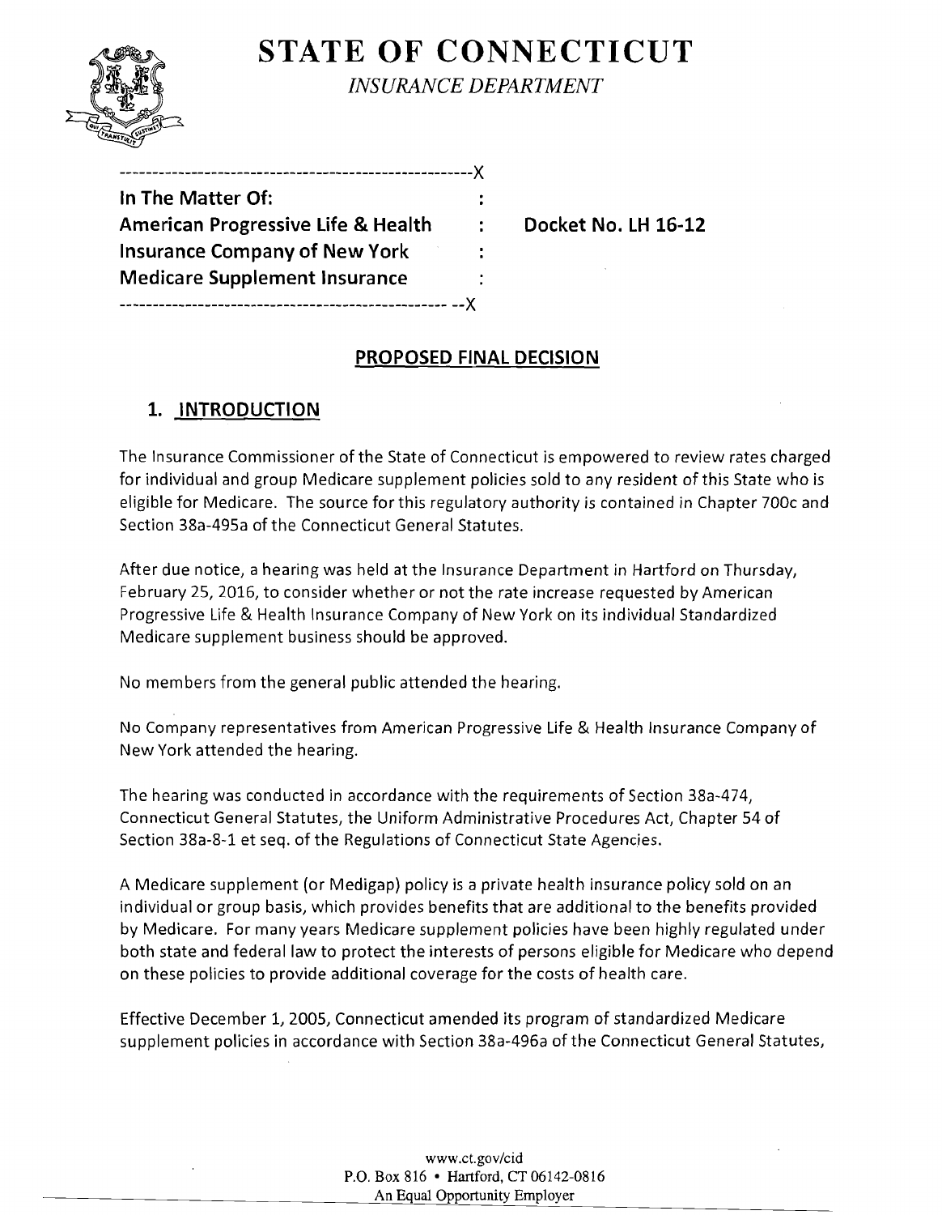STATE OF CONNECTICUT

*INSURANCE DEPARTMENT*

```
------------------------------------------------------X
In The Matter Of:                                      :
American Progressive Life & Health                     :    Docket No. LH 16-12
Insurance Company of New York                          :
Medicare Supplement Insurance                          :
--------------------------------------------------- --X
```

## PROPOSED FINAL DECISION

## 1. INTRODUCTION

The Insurance Commissioner of the State of Connecticut is empowered to review rates charged for individual and group Medicare supplement policies sold to any resident of this State who is eligible for Medicare. The source for this regulatory authority is contained in Chapter 700c and Section 38a-495a of the Connecticut General Statutes.

After due notice, a hearing was held at the Insurance Department in Hartford on Thursday, February 25, 2016, to consider whether or not the rate increase requested by American Progressive Life & Health Insurance Company of New York on its individual Standardized Medicare supplement business should be approved.

No members from the general public attended the hearing.

No Company representatives from American Progressive Life & Health Insurance Company of New York attended the hearing.

The hearing was conducted in accordance with the requirements of Section 38a-474, Connecticut General Statutes, the Uniform Administrative Procedures Act, Chapter 54 of Section 38a-8-1 et seq. of the Regulations of Connecticut State Agencies.

A Medicare supplement (or Medigap) policy is a private health insurance policy sold on an individual or group basis, which provides benefits that are additional to the benefits provided by Medicare. For many years Medicare supplement policies have been highly regulated under both state and federal law to protect the interests of persons eligible for Medicare who depend on these policies to provide additional coverage for the costs of health care.

Effective December 1, 2005, Connecticut amended its program of standardized Medicare supplement policies in accordance with Section 38a-496a of the Connecticut General Statutes,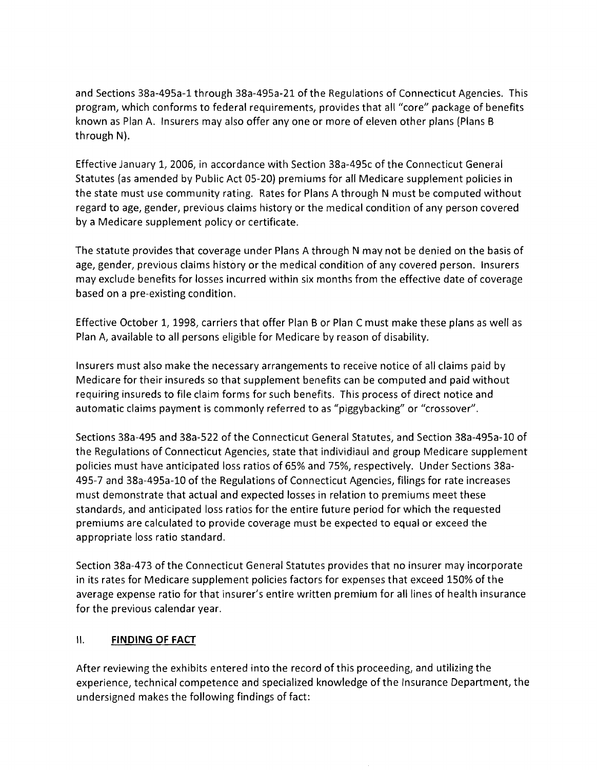and Sections 38a-495a-1 through 38a-495a-21 of the Regulations of Connecticut Agencies. This program, which conforms to federal requirements, provides that all "core" package of benefits known as Plan A. Insurers may also offer any one or more of eleven other plans (Plans B through N).

Effective January 1, 2006, in accordance with Section 38a-495c of the Connecticut General Statutes (as amended by Public Act 05-20) premiums for all Medicare supplement policies in the state must use community rating. Rates for Plans A through N must be computed without regard to age, gender, previous claims history or the medical condition of any person covered by a Medicare supplement policy or certificate.

The statute provides that coverage under Plans A through N may not be denied on the basis of age, gender, previous claims history or the medical condition of any covered person. Insurers may exclude benefits for losses incurred within six months from the effective date of coverage based on a pre-existing condition.

Effective October 1, 1998, carriers that offer Plan B or Plan C must make these plans as well as Plan A, available to all persons eligible for Medicare by reason of disability.

Insurers must also make the necessary arrangements to receive notice of all claims paid by Medicare for their insureds so that supplement benefits can be computed and paid without requiring insureds to file claim forms for such benefits. This process of direct notice and automatic claims payment is commonly referred to as "piggybacking" or "crossover".

Sections 38a-495 and 38a-522 of the Connecticut General Statutes, and Section 38a-495a-10 of the Regulations of Connecticut Agencies, state that individiaul and group Medicare supplement policies must have anticipated loss ratios of 65% and 75%, respectively. Under Sections 38a-495-7 and 38a-495a-10 of the Regulations of Connecticut Agencies, filings for rate increases must demonstrate that actual and expected losses in relation to premiums meet these standards, and anticipated loss ratios for the entire future period for which the requested premiums are calculated to provide coverage must be expected to equal or exceed the appropriate loss ratio standard.

Section 38a-473 of the Connecticut General Statutes provides that no insurer may incorporate in its rates for Medicare supplement policies factors for expenses that exceed 150% of the average expense ratio for that insurer's entire written premium for all lines of health insurance for the previous calendar year.

## II. FINDING OF FACT

After reviewing the exhibits entered into the record of this proceeding, and utilizing the experience, technical competence and specialized knowledge of the Insurance Department, the undersigned makes the following findings of fact: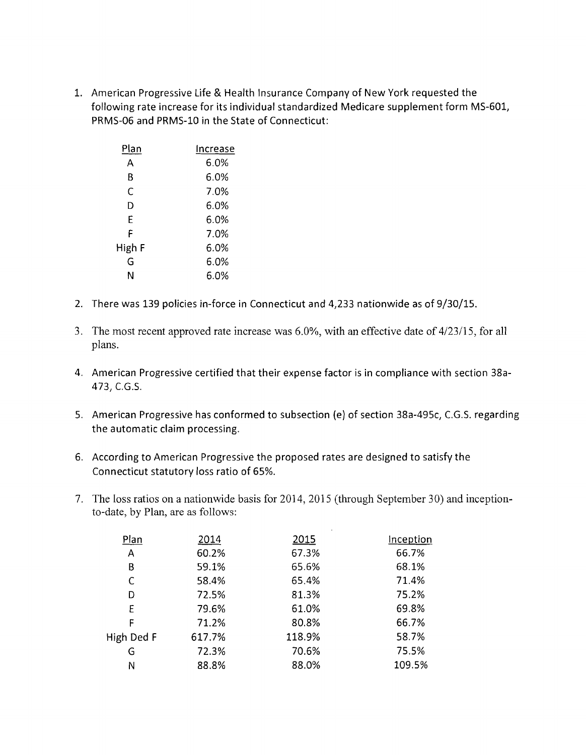1. American Progressive Life & Health Insurance Company of New York requested the following rate increase for its individual standardized Medicare supplement form MS-601, PRMS-06 and PRMS-10 in the State of Connecticut:

| Plan | Increase |
|---|---|
| A | 6.0% |
| B | 6.0% |
| C | 7.0% |
| D | 6.0% |
| E | 6.0% |
| F | 7.0% |
| High F | 6.0% |
| G | 6.0% |
| N | 6.0% |

2. There was 139 policies in-force in Connecticut and 4,233 nationwide as of 9/30/15.

3. The most recent approved rate increase was 6.0%, with an effective date of 4/23/15, for all plans.

4. American Progressive certified that their expense factor is in compliance with section 38a-473, C.G.S.

5. American Progressive has conformed to subsection (e) of section 38a-495c, C.G.S. regarding the automatic claim processing.

6. According to American Progressive the proposed rates are designed to satisfy the Connecticut statutory loss ratio of 65%.

7. The loss ratios on a nationwide basis for 2014, 2015 (through September 30) and inception-to-date, by Plan, are as follows:

| Plan | 2014 | 2015 | Inception |
|---|---|---|---|
| A | 60.2% | 67.3% | 66.7% |
| B | 59.1% | 65.6% | 68.1% |
| C | 58.4% | 65.4% | 71.4% |
| D | 72.5% | 81.3% | 75.2% |
| E | 79.6% | 61.0% | 69.8% |
| F | 71.2% | 80.8% | 66.7% |
| High Ded F | 617.7% | 118.9% | 58.7% |
| G | 72.3% | 70.6% | 75.5% |
| N | 88.8% | 88.0% | 109.5% |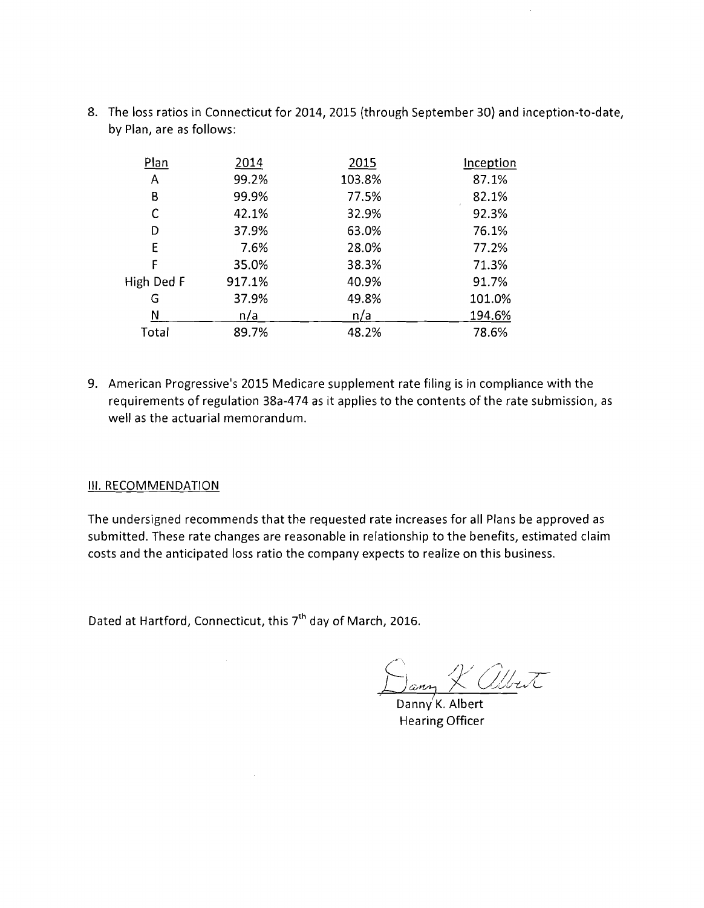8. The loss ratios in Connecticut for 2014, 2015 (through September 30) and inception-to-date, by Plan, are as follows:

| Plan | 2014 | 2015 | Inception |
|---|---|---|---|
| A | 99.2% | 103.8% | 87.1% |
| B | 99.9% | 77.5% | 82.1% |
| C | 42.1% | 32.9% | 92.3% |
| D | 37.9% | 63.0% | 76.1% |
| E | 7.6% | 28.0% | 77.2% |
| F | 35.0% | 38.3% | 71.3% |
| High Ded F | 917.1% | 40.9% | 91.7% |
| G | 37.9% | 49.8% | 101.0% |
| N | n/a | n/a | 194.6% |
| Total | 89.7% | 48.2% | 78.6% |

9. American Progressive's 2015 Medicare supplement rate filing is in compliance with the requirements of regulation 38a-474 as it applies to the contents of the rate submission, as well as the actuarial memorandum.

## III. RECOMMENDATION

The undersigned recommends that the requested rate increases for all Plans be approved as submitted. These rate changes are reasonable in relationship to the benefits, estimated claim costs and the anticipated loss ratio the company expects to realize on this business.

Dated at Hartford, Connecticut, this 7th day of March, 2016.

Danny K. Albert
Hearing Officer